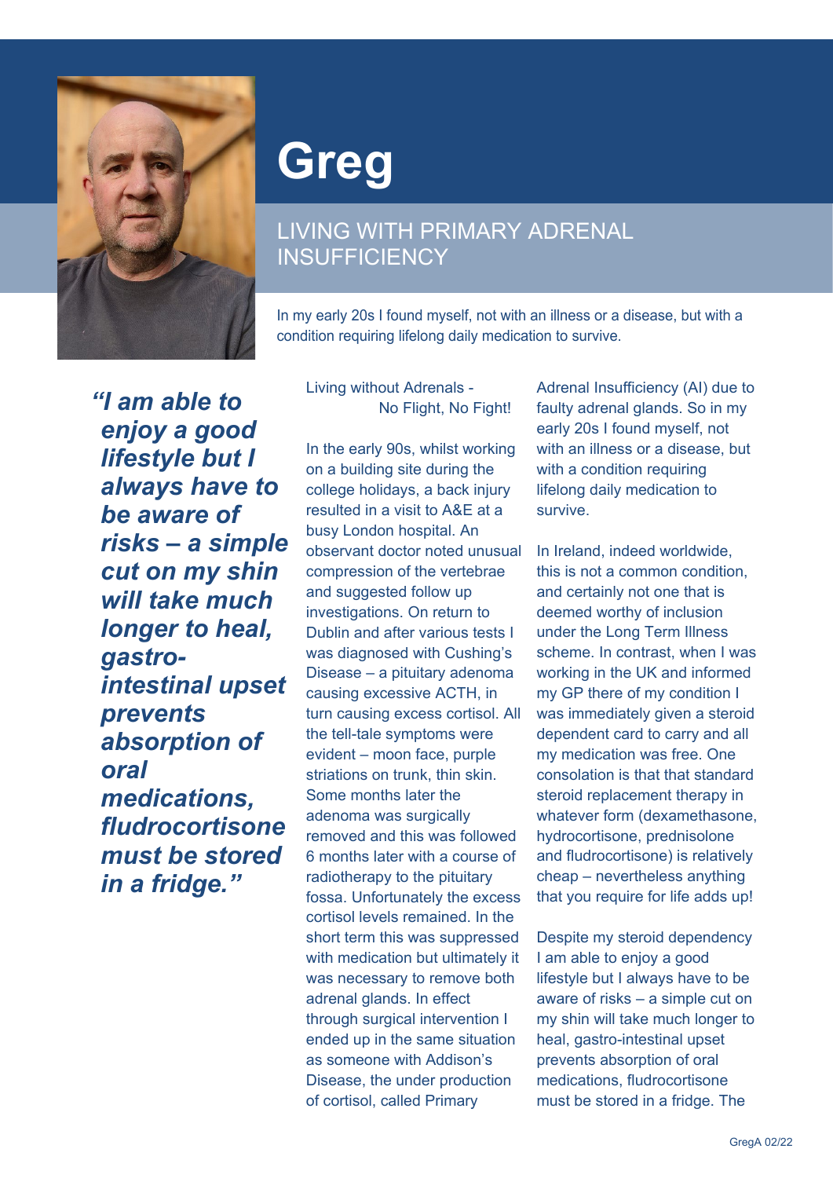# Greg

## LIVING WITH PRIMARY ADRENAL INSUFFICIENCY

In my early 20s I found myself, not with an illness or a disease, but with a condition requiring lifelong daily medication to survive.

> ***"I am able to enjoy a good lifestyle but I always have to be aware of risks – a simple cut on my shin will take much longer to heal, gastro-intestinal upset prevents absorption of oral medications, fludrocortisone must be stored in a fridge."***

Living without Adrenals - No Flight, No Fight!

In the early 90s, whilst working on a building site during the college holidays, a back injury resulted in a visit to A&E at a busy London hospital. An observant doctor noted unusual compression of the vertebrae and suggested follow up investigations. On return to Dublin and after various tests I was diagnosed with Cushing's Disease – a pituitary adenoma causing excessive ACTH, in turn causing excess cortisol. All the tell-tale symptoms were evident – moon face, purple striations on trunk, thin skin. Some months later the adenoma was surgically removed and this was followed 6 months later with a course of radiotherapy to the pituitary fossa. Unfortunately the excess cortisol levels remained. In the short term this was suppressed with medication but ultimately it was necessary to remove both adrenal glands. In effect through surgical intervention I ended up in the same situation as someone with Addison's Disease, the under production of cortisol, called Primary Adrenal Insufficiency (AI) due to faulty adrenal glands. So in my early 20s I found myself, not with an illness or a disease, but with a condition requiring lifelong daily medication to survive.

In Ireland, indeed worldwide, this is not a common condition, and certainly not one that is deemed worthy of inclusion under the Long Term Illness scheme. In contrast, when I was working in the UK and informed my GP there of my condition I was immediately given a steroid dependent card to carry and all my medication was free. One consolation is that standard steroid replacement therapy in whatever form (dexamethasone, hydrocortisone, prednisolone and fludrocortisone) is relatively cheap – nevertheless anything that you require for life adds up!

Despite my steroid dependency I am able to enjoy a good lifestyle but I always have to be aware of risks – a simple cut on my shin will take much longer to heal, gastro-intestinal upset prevents absorption of oral medications, fludrocortisone must be stored in a fridge. The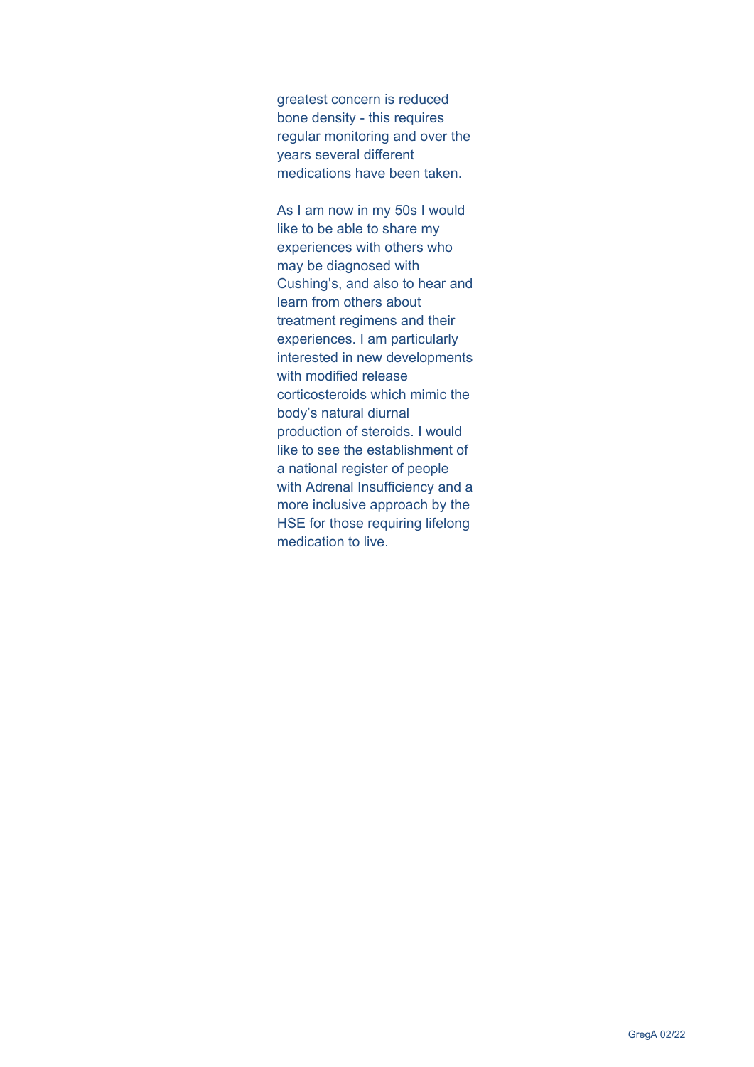greatest concern is reduced bone density - this requires regular monitoring and over the years several different medications have been taken.

As I am now in my 50s I would like to be able to share my experiences with others who may be diagnosed with Cushing's, and also to hear and learn from others about treatment regimens and their experiences. I am particularly interested in new developments with modified release corticosteroids which mimic the body's natural diurnal production of steroids. I would like to see the establishment of a national register of people with Adrenal Insufficiency and a more inclusive approach by the HSE for those requiring lifelong medication to live.

GregA 02/22